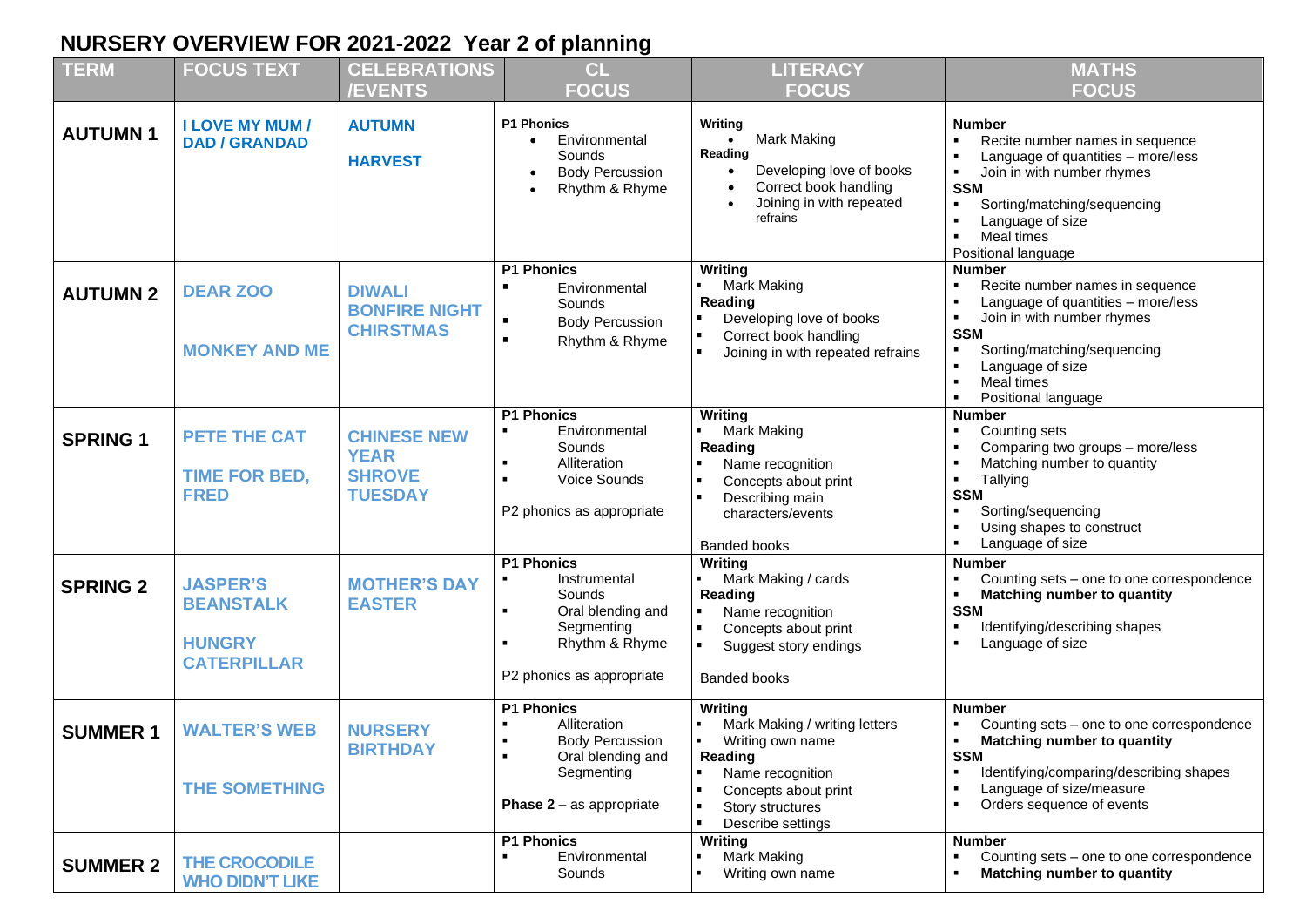# NURSERY OVERVIEW FOR 2021-2022 Year 2 of planning

| TERM | FOCUS TEXT | CELEBRATIONS /EVENTS | CL FOCUS | LITERACY FOCUS | MATHS FOCUS |
|---|---|---|---|---|---|
| **AUTUMN 1** | **I LOVE MY MUM / DAD / GRANDAD** | **AUTUMN**<br><br>**HARVEST** | **P1 Phonics**<br>• Environmental Sounds<br>• Body Percussion<br>• Rhythm & Rhyme | **Writing**<br>• Mark Making<br>**Reading**<br>• Developing love of books<br>• Correct book handling<br>• Joining in with repeated refrains | **Number**<br>▪ Recite number names in sequence<br>▪ Language of quantities – more/less<br>▪ Join in with number rhymes<br>**SSM**<br>▪ Sorting/matching/sequencing<br>▪ Language of size<br>▪ Meal times<br>Positional language |
| **AUTUMN 2** | **DEAR ZOO**<br><br>**MONKEY AND ME** | **DIWALI**<br>**BONFIRE NIGHT**<br>**CHIRSTMAS** | **P1 Phonics**<br>▪ Environmental Sounds<br>▪ Body Percussion<br>▪ Rhythm & Rhyme | **Writing**<br>▪ Mark Making<br>**Reading**<br>▪ Developing love of books<br>▪ Correct book handling<br>▪ Joining in with repeated refrains | **Number**<br>▪ Recite number names in sequence<br>▪ Language of quantities – more/less<br>▪ Join in with number rhymes<br>**SSM**<br>▪ Sorting/matching/sequencing<br>▪ Language of size<br>▪ Meal times<br>▪ Positional language |
| **SPRING 1** | **PETE THE CAT**<br><br>**TIME FOR BED, FRED** | **CHINESE NEW YEAR**<br>**SHROVE TUESDAY** | **P1 Phonics**<br>▪ Environmental Sounds<br>▪ Alliteration<br>▪ Voice Sounds<br><br>P2 phonics as appropriate | **Writing**<br>▪ Mark Making<br>**Reading**<br>▪ Name recognition<br>▪ Concepts about print<br>▪ Describing main characters/events<br><br>Banded books | **Number**<br>▪ Counting sets<br>▪ Comparing two groups – more/less<br>▪ Matching number to quantity<br>▪ Tallying<br>**SSM**<br>▪ Sorting/sequencing<br>▪ Using shapes to construct<br>▪ Language of size |
| **SPRING 2** | **JASPER'S BEANSTALK**<br><br>**HUNGRY CATERPILLAR** | **MOTHER'S DAY**<br>**EASTER** | **P1 Phonics**<br>▪ Instrumental Sounds<br>▪ Oral blending and Segmenting<br>▪ Rhythm & Rhyme<br><br>P2 phonics as appropriate | **Writing**<br>▪ Mark Making / cards<br>**Reading**<br>▪ Name recognition<br>▪ Concepts about print<br>▪ Suggest story endings<br><br>Banded books | **Number**<br>▪ Counting sets – one to one correspondence<br>▪ **Matching number to quantity**<br>**SSM**<br>▪ Identifying/describing shapes<br>▪ Language of size |
| **SUMMER 1** | **WALTER'S WEB**<br><br>**THE SOMETHING** | **NURSERY BIRTHDAY** | **P1 Phonics**<br>▪ Alliteration<br>▪ Body Percussion<br>▪ Oral blending and Segmenting<br><br>**Phase 2** – as appropriate | **Writing**<br>▪ Mark Making / writing letters<br>▪ Writing own name<br>**Reading**<br>▪ Name recognition<br>▪ Concepts about print<br>▪ Story structures<br>▪ Describe settings | **Number**<br>▪ Counting sets – one to one correspondence<br>▪ **Matching number to quantity**<br>**SSM**<br>▪ Identifying/comparing/describing shapes<br>▪ Language of size/measure<br>▪ Orders sequence of events |
| **SUMMER 2** | **THE CROCODILE WHO DIDN'T LIKE** | | **P1 Phonics**<br>▪ Environmental Sounds | **Writing**<br>▪ Mark Making<br>▪ Writing own name | **Number**<br>▪ Counting sets – one to one correspondence<br>▪ **Matching number to quantity** |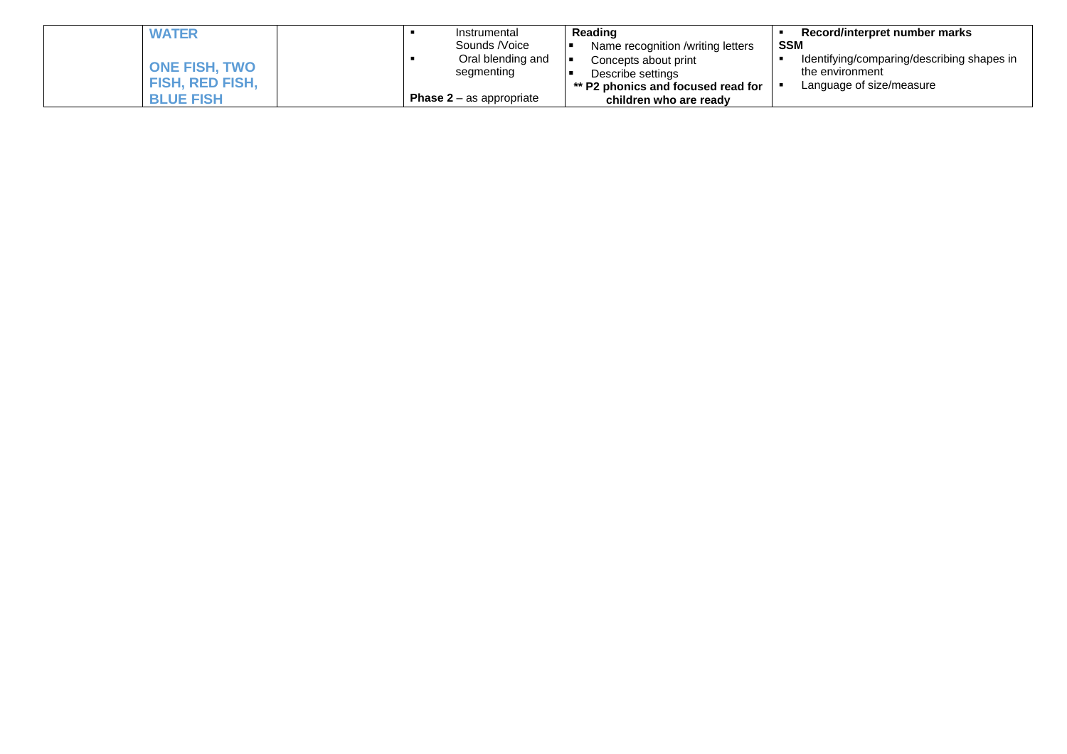| | | | | | |
|---|---|---|---|---|---|
| | **WATER**<br><br>**ONE FISH, TWO FISH, RED FISH, BLUE FISH** | | ▪ Instrumental Sounds /Voice<br>▪ Oral blending and segmenting<br><br>**Phase 2** – as appropriate | **Reading**<br>▪ Name recognition /writing letters<br>▪ Concepts about print<br>▪ Describe settings<br>**\*\* P2 phonics and focused read for children who are ready** | ▪ **Record/interpret number marks**<br>**SSM**<br>▪ Identifying/comparing/describing shapes in the environment<br>▪ Language of size/measure |